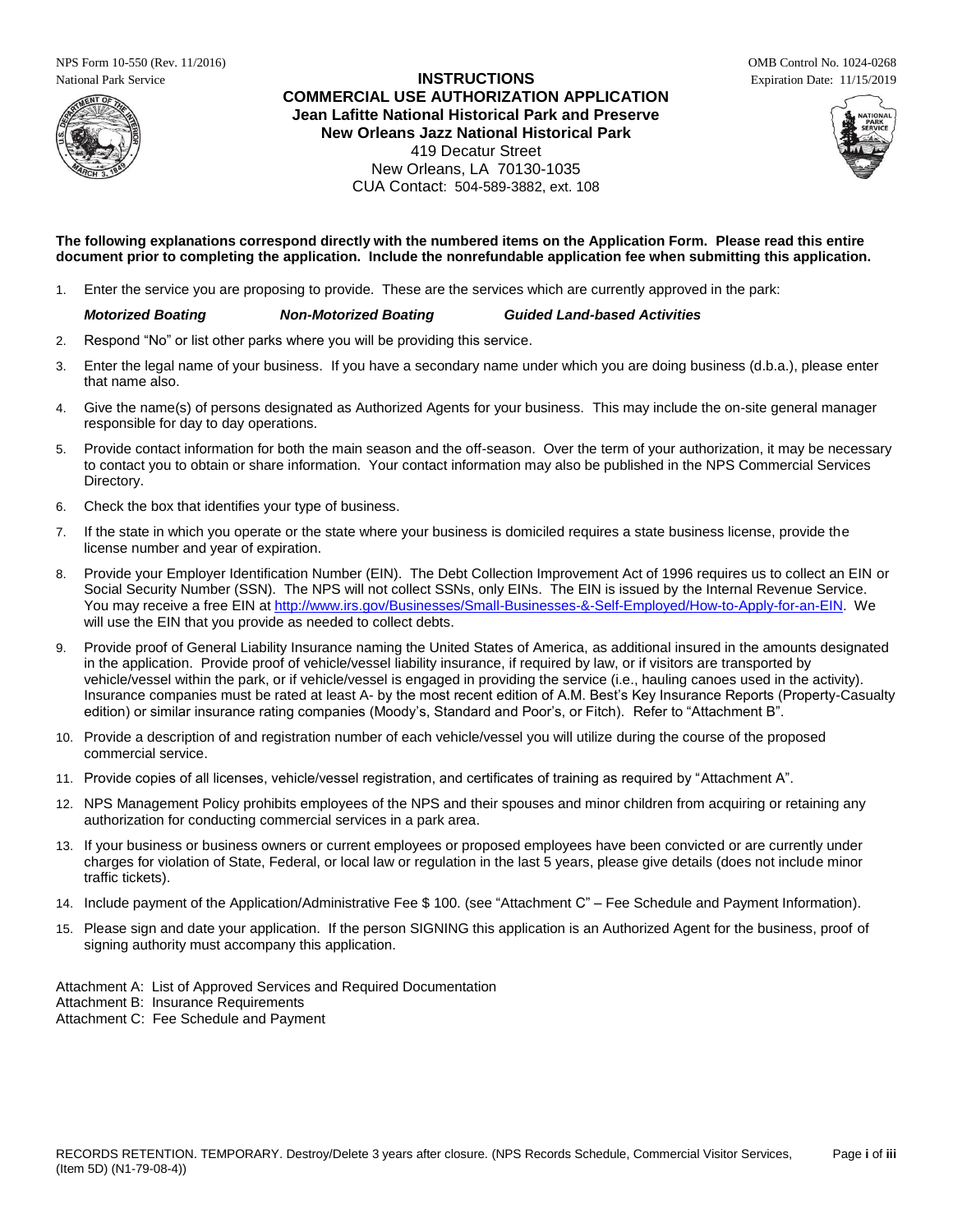NPS Form 10-550 (Rev. 11/2016)
National Park Service

OMB Control No. 1024-0268
Expiration Date: 11/15/2019

# INSTRUCTIONS
# COMMERCIAL USE AUTHORIZATION APPLICATION
## Jean Lafitte National Historical Park and Preserve
## New Orleans Jazz National Historical Park

419 Decatur Street
New Orleans, LA 70130-1035
CUA Contact: 504-589-3882, ext. 108

**The following explanations correspond directly with the numbered items on the Application Form. Please read this entire document prior to completing the application. Include the nonrefundable application fee when submitting this application.**

1. Enter the service you are proposing to provide. These are the services which are currently approved in the park:

   ***Motorized Boating*** ***Non-Motorized Boating*** ***Guided Land-based Activities***

2. Respond "No" or list other parks where you will be providing this service.
3. Enter the legal name of your business. If you have a secondary name under which you are doing business (d.b.a.), please enter that name also.
4. Give the name(s) of persons designated as Authorized Agents for your business. This may include the on-site general manager responsible for day to day operations.
5. Provide contact information for both the main season and the off-season. Over the term of your authorization, it may be necessary to contact you to obtain or share information. Your contact information may also be published in the NPS Commercial Services Directory.
6. Check the box that identifies your type of business.
7. If the state in which you operate or the state where your business is domiciled requires a state business license, provide the license number and year of expiration.
8. Provide your Employer Identification Number (EIN). The Debt Collection Improvement Act of 1996 requires us to collect an EIN or Social Security Number (SSN). The NPS will not collect SSNs, only EINs. The EIN is issued by the Internal Revenue Service. You may receive a free EIN at http://www.irs.gov/Businesses/Small-Businesses-&-Self-Employed/How-to-Apply-for-an-EIN. We will use the EIN that you provide as needed to collect debts.
9. Provide proof of General Liability Insurance naming the United States of America, as additional insured in the amounts designated in the application. Provide proof of vehicle/vessel liability insurance, if required by law, or if visitors are transported by vehicle/vessel within the park, or if vehicle/vessel is engaged in providing the service (i.e., hauling canoes used in the activity). Insurance companies must be rated at least A- by the most recent edition of A.M. Best's Key Insurance Reports (Property-Casualty edition) or similar insurance rating companies (Moody's, Standard and Poor's, or Fitch). Refer to "Attachment B".
10. Provide a description of and registration number of each vehicle/vessel you will utilize during the course of the proposed commercial service.
11. Provide copies of all licenses, vehicle/vessel registration, and certificates of training as required by "Attachment A".
12. NPS Management Policy prohibits employees of the NPS and their spouses and minor children from acquiring or retaining any authorization for conducting commercial services in a park area.
13. If your business or business owners or current employees or proposed employees have been convicted or are currently under charges for violation of State, Federal, or local law or regulation in the last 5 years, please give details (does not include minor traffic tickets).
14. Include payment of the Application/Administrative Fee $ 100. (see "Attachment C" – Fee Schedule and Payment Information).
15. Please sign and date your application. If the person SIGNING this application is an Authorized Agent for the business, proof of signing authority must accompany this application.

Attachment A: List of Approved Services and Required Documentation
Attachment B: Insurance Requirements
Attachment C: Fee Schedule and Payment

RECORDS RETENTION. TEMPORARY. Destroy/Delete 3 years after closure. (NPS Records Schedule, Commercial Visitor Services, (Item 5D) (N1-79-08-4))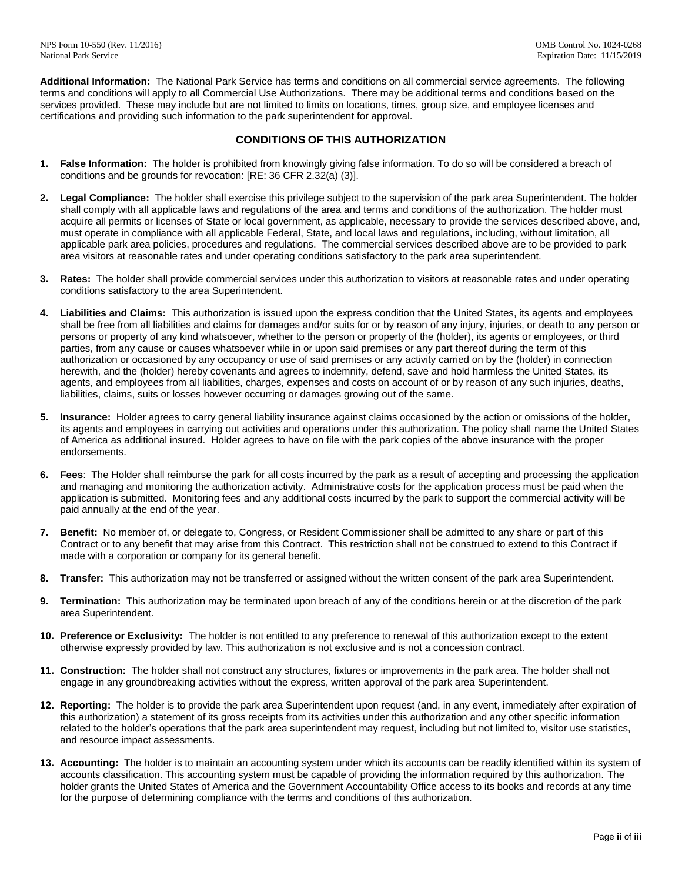**Additional Information:** The National Park Service has terms and conditions on all commercial service agreements. The following terms and conditions will apply to all Commercial Use Authorizations. There may be additional terms and conditions based on the services provided. These may include but are not limited to limits on locations, times, group size, and employee licenses and certifications and providing such information to the park superintendent for approval.

## CONDITIONS OF THIS AUTHORIZATION

1. **False Information:** The holder is prohibited from knowingly giving false information. To do so will be considered a breach of conditions and be grounds for revocation: [RE: 36 CFR 2.32(a) (3)].

2. **Legal Compliance:** The holder shall exercise this privilege subject to the supervision of the park area Superintendent. The holder shall comply with all applicable laws and regulations of the area and terms and conditions of the authorization. The holder must acquire all permits or licenses of State or local government, as applicable, necessary to provide the services described above, and, must operate in compliance with all applicable Federal, State, and local laws and regulations, including, without limitation, all applicable park area policies, procedures and regulations. The commercial services described above are to be provided to park area visitors at reasonable rates and under operating conditions satisfactory to the park area superintendent.

3. **Rates:** The holder shall provide commercial services under this authorization to visitors at reasonable rates and under operating conditions satisfactory to the area Superintendent.

4. **Liabilities and Claims:** This authorization is issued upon the express condition that the United States, its agents and employees shall be free from all liabilities and claims for damages and/or suits for or by reason of any injury, injuries, or death to any person or persons or property of any kind whatsoever, whether to the person or property of the (holder), its agents or employees, or third parties, from any cause or causes whatsoever while in or upon said premises or any part thereof during the term of this authorization or occasioned by any occupancy or use of said premises or any activity carried on by the (holder) in connection herewith, and the (holder) hereby covenants and agrees to indemnify, defend, save and hold harmless the United States, its agents, and employees from all liabilities, charges, expenses and costs on account of or by reason of any such injuries, deaths, liabilities, claims, suits or losses however occurring or damages growing out of the same.

5. **Insurance:** Holder agrees to carry general liability insurance against claims occasioned by the action or omissions of the holder, its agents and employees in carrying out activities and operations under this authorization. The policy shall name the United States of America as additional insured. Holder agrees to have on file with the park copies of the above insurance with the proper endorsements.

6. **Fees**: The Holder shall reimburse the park for all costs incurred by the park as a result of accepting and processing the application and managing and monitoring the authorization activity. Administrative costs for the application process must be paid when the application is submitted. Monitoring fees and any additional costs incurred by the park to support the commercial activity will be paid annually at the end of the year.

7. **Benefit:** No member of, or delegate to, Congress, or Resident Commissioner shall be admitted to any share or part of this Contract or to any benefit that may arise from this Contract. This restriction shall not be construed to extend to this Contract if made with a corporation or company for its general benefit.

8. **Transfer:** This authorization may not be transferred or assigned without the written consent of the park area Superintendent.

9. **Termination:** This authorization may be terminated upon breach of any of the conditions herein or at the discretion of the park area Superintendent.

10. **Preference or Exclusivity:** The holder is not entitled to any preference to renewal of this authorization except to the extent otherwise expressly provided by law. This authorization is not exclusive and is not a concession contract.

11. **Construction:** The holder shall not construct any structures, fixtures or improvements in the park area. The holder shall not engage in any groundbreaking activities without the express, written approval of the park area Superintendent.

12. **Reporting:** The holder is to provide the park area Superintendent upon request (and, in any event, immediately after expiration of this authorization) a statement of its gross receipts from its activities under this authorization and any other specific information related to the holder's operations that the park area superintendent may request, including but not limited to, visitor use statistics, and resource impact assessments.

13. **Accounting:** The holder is to maintain an accounting system under which its accounts can be readily identified within its system of accounts classification. This accounting system must be capable of providing the information required by this authorization. The holder grants the United States of America and the Government Accountability Office access to its books and records at any time for the purpose of determining compliance with the terms and conditions of this authorization.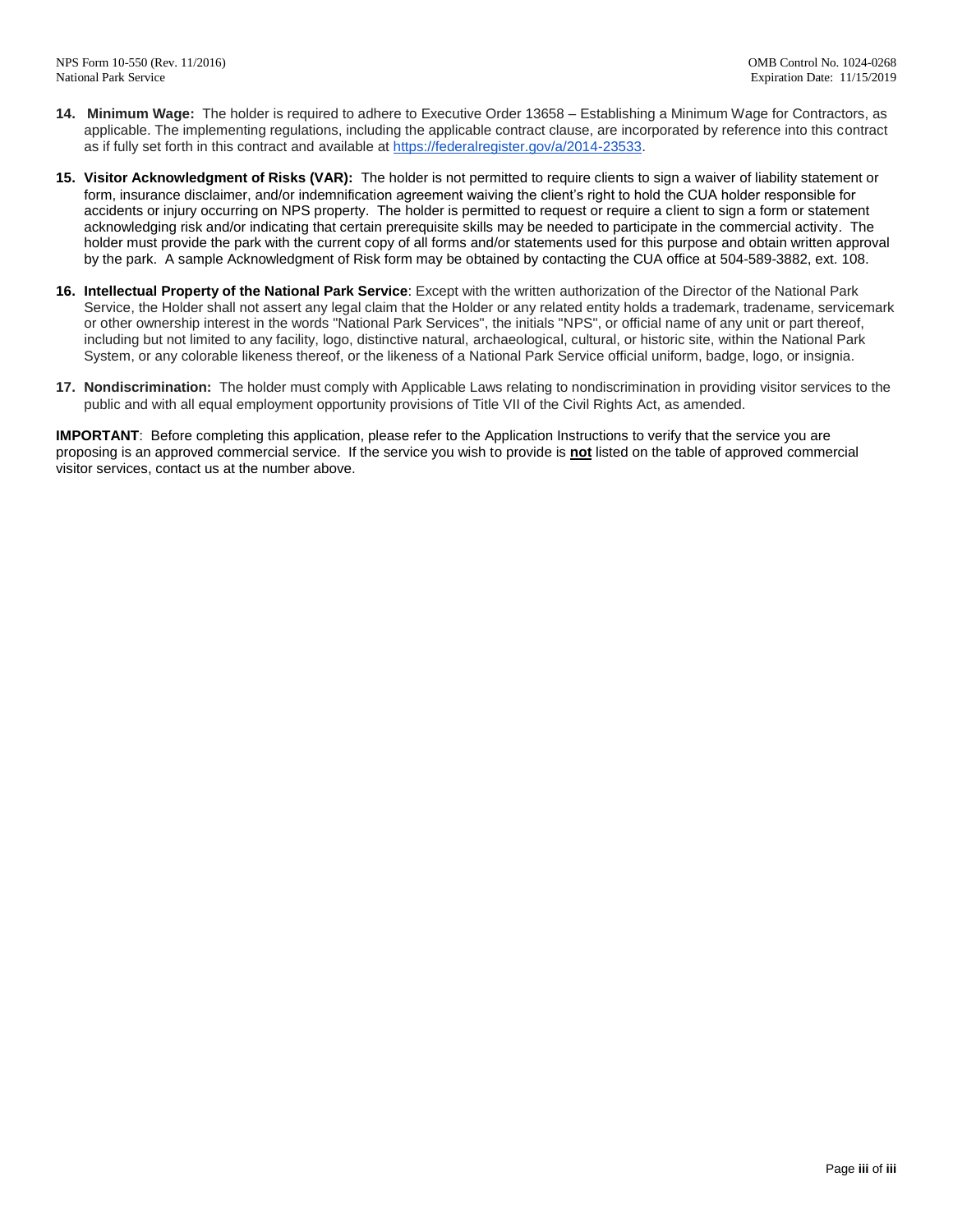14. **Minimum Wage:** The holder is required to adhere to Executive Order 13658 – Establishing a Minimum Wage for Contractors, as applicable. The implementing regulations, including the applicable contract clause, are incorporated by reference into this contract as if fully set forth in this contract and available at https://federalregister.gov/a/2014-23533.

15. **Visitor Acknowledgment of Risks (VAR):** The holder is not permitted to require clients to sign a waiver of liability statement or form, insurance disclaimer, and/or indemnification agreement waiving the client's right to hold the CUA holder responsible for accidents or injury occurring on NPS property. The holder is permitted to request or require a client to sign a form or statement acknowledging risk and/or indicating that certain prerequisite skills may be needed to participate in the commercial activity. The holder must provide the park with the current copy of all forms and/or statements used for this purpose and obtain written approval by the park. A sample Acknowledgment of Risk form may be obtained by contacting the CUA office at 504-589-3882, ext. 108.

16. **Intellectual Property of the National Park Service**: Except with the written authorization of the Director of the National Park Service, the Holder shall not assert any legal claim that the Holder or any related entity holds a trademark, tradename, servicemark or other ownership interest in the words "National Park Services", the initials "NPS", or official name of any unit or part thereof, including but not limited to any facility, logo, distinctive natural, archaeological, cultural, or historic site, within the National Park System, or any colorable likeness thereof, or the likeness of a National Park Service official uniform, badge, logo, or insignia.

17. **Nondiscrimination:** The holder must comply with Applicable Laws relating to nondiscrimination in providing visitor services to the public and with all equal employment opportunity provisions of Title VII of the Civil Rights Act, as amended.

**IMPORTANT**: Before completing this application, please refer to the Application Instructions to verify that the service you are proposing is an approved commercial service. If the service you wish to provide is **not** listed on the table of approved commercial visitor services, contact us at the number above.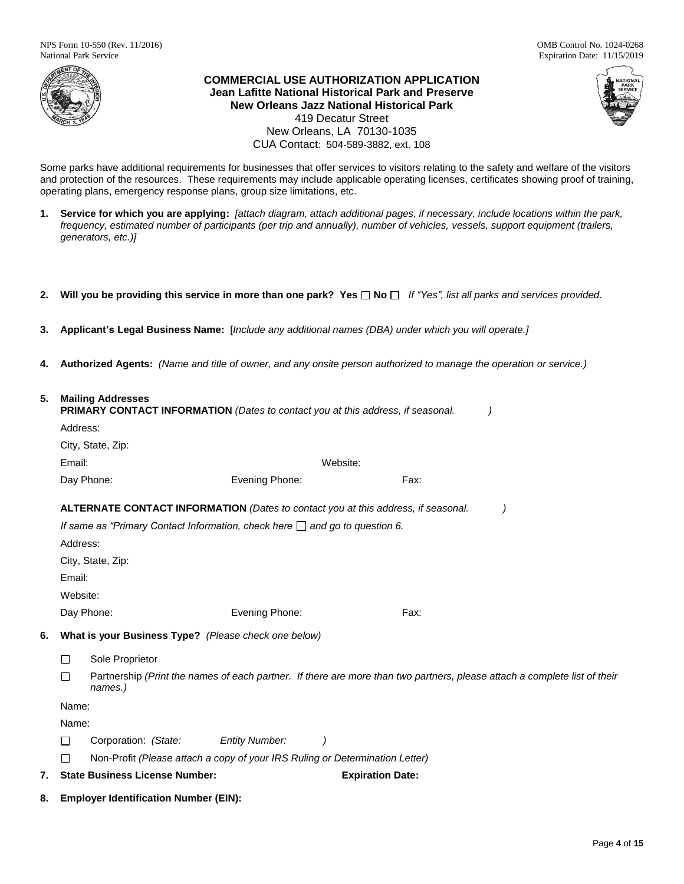NPS Form 10-550 (Rev. 11/2016)
National Park Service

OMB Control No. 1024-0268
Expiration Date: 11/15/2019

# COMMERCIAL USE AUTHORIZATION APPLICATION

**Jean Lafitte National Historical Park and Preserve**
**New Orleans Jazz National Historical Park**
419 Decatur Street
New Orleans, LA 70130-1035
CUA Contact: 504-589-3882, ext. 108

Some parks have additional requirements for businesses that offer services to visitors relating to the safety and welfare of the visitors and protection of the resources. These requirements may include applicable operating licenses, certificates showing proof of training, operating plans, emergency response plans, group size limitations, etc.

1. **Service for which you are applying:** *[attach diagram, attach additional pages, if necessary, include locations within the park, frequency, estimated number of participants (per trip and annually), number of vehicles, vessels, support equipment (trailers, generators, etc.)]*

2. **Will you be providing this service in more than one park? Yes ☐ No ☐** *If "Yes", list all parks and services provided.*

3. **Applicant's Legal Business Name:** [*Include any additional names (DBA) under which you will operate.]*

4. **Authorized Agents:** *(Name and title of owner, and any onsite person authorized to manage the operation or service.)*

5. **Mailing Addresses**
   **PRIMARY CONTACT INFORMATION** *(Dates to contact you at this address, if seasonal. )*

   Address:

   City, State, Zip:

   Email: Website:

   Day Phone: Evening Phone: Fax:

   **ALTERNATE CONTACT INFORMATION** *(Dates to contact you at this address, if seasonal. )*

   *If same as "Primary Contact Information, check here ☐ and go to question 6.*

   Address:

   City, State, Zip:

   Email:

   Website:

   Day Phone: Evening Phone: Fax:

6. **What is your Business Type?** *(Please check one below)*

   ☐ Sole Proprietor

   ☐ Partnership *(Print the names of each partner. If there are more than two partners, please attach a complete list of their names.)*

   Name:

   Name:

   ☐ Corporation: *(State: Entity Number: )*

   ☐ Non-Profit *(Please attach a copy of your IRS Ruling or Determination Letter)*

7. **State Business License Number:** **Expiration Date:**

8. **Employer Identification Number (EIN):**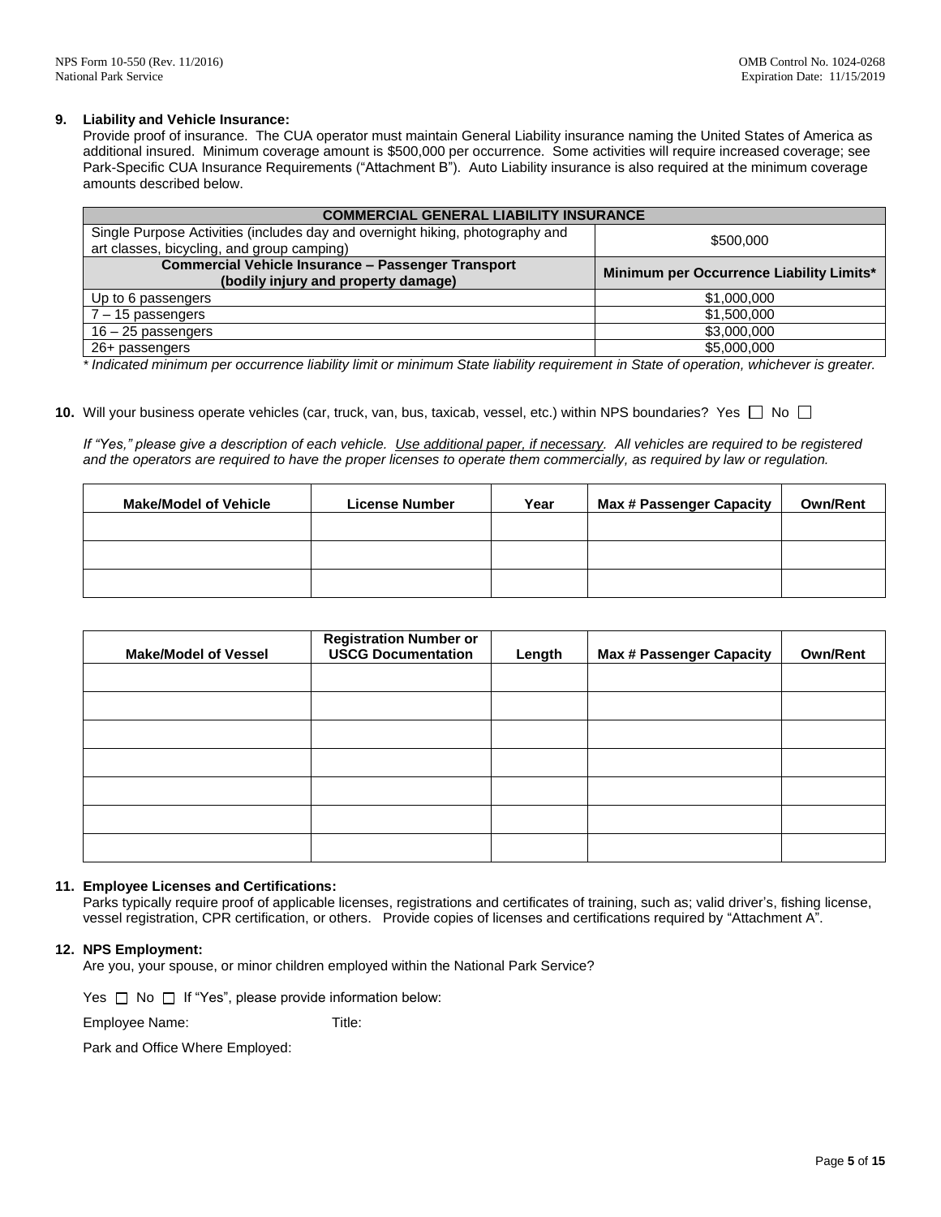**9. Liability and Vehicle Insurance:**

Provide proof of insurance. The CUA operator must maintain General Liability insurance naming the United States of America as additional insured. Minimum coverage amount is $500,000 per occurrence. Some activities will require increased coverage; see Park-Specific CUA Insurance Requirements ("Attachment B"). Auto Liability insurance is also required at the minimum coverage amounts described below.

| COMMERCIAL GENERAL LIABILITY INSURANCE | |
|---|---|
| Single Purpose Activities (includes day and overnight hiking, photography and art classes, bicycling, and group camping) | $500,000 |
| **Commercial Vehicle Insurance – Passenger Transport (bodily injury and property damage)** | **Minimum per Occurrence Liability Limits*** |
| Up to 6 passengers | $1,000,000 |
| 7 – 15 passengers | $1,500,000 |
| 16 – 25 passengers | $3,000,000 |
| 26+ passengers | $5,000,000 |

*\* Indicated minimum per occurrence liability limit or minimum State liability requirement in State of operation, whichever is greater.*

**10.** Will your business operate vehicles (car, truck, van, bus, taxicab, vessel, etc.) within NPS boundaries? Yes ☐ No ☐

*If "Yes," please give a description of each vehicle. Use additional paper, if necessary. All vehicles are required to be registered and the operators are required to have the proper licenses to operate them commercially, as required by law or regulation.*

| Make/Model of Vehicle | License Number | Year | Max # Passenger Capacity | Own/Rent |
|---|---|---|---|---|
| | | | | |
| | | | | |
| | | | | |

| Make/Model of Vessel | Registration Number or USCG Documentation | Length | Max # Passenger Capacity | Own/Rent |
|---|---|---|---|---|
| | | | | |
| | | | | |
| | | | | |
| | | | | |
| | | | | |
| | | | | |
| | | | | |

**11. Employee Licenses and Certifications:**

Parks typically require proof of applicable licenses, registrations and certificates of training, such as; valid driver's, fishing license, vessel registration, CPR certification, or others. Provide copies of licenses and certifications required by "Attachment A".

**12. NPS Employment:**

Are you, your spouse, or minor children employed within the National Park Service?

Yes ☐ No ☐ If "Yes", please provide information below:

Employee Name: Title:

Park and Office Where Employed: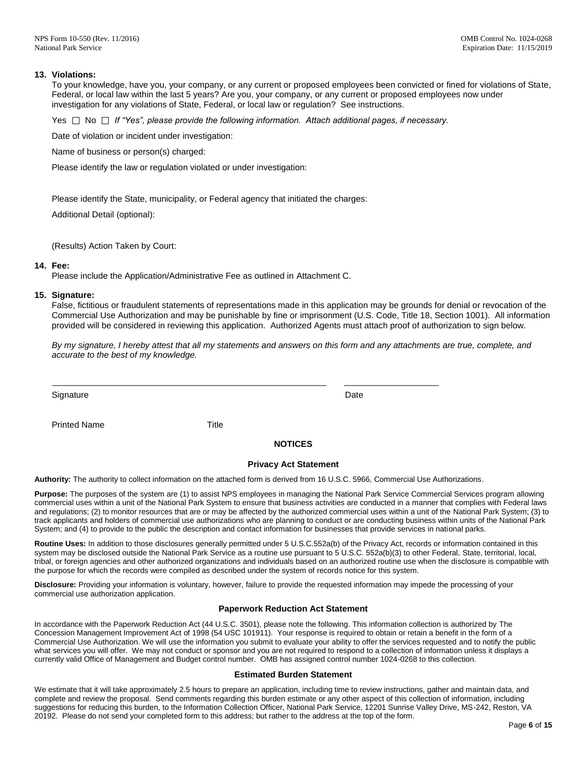**13. Violations:**

To your knowledge, have you, your company, or any current or proposed employees been convicted or fined for violations of State, Federal, or local law within the last 5 years? Are you, your company, or any current or proposed employees now under investigation for any violations of State, Federal, or local law or regulation? See instructions.

Yes ☐ No ☐ *If "Yes", please provide the following information. Attach additional pages, if necessary.*

Date of violation or incident under investigation:

Name of business or person(s) charged:

Please identify the law or regulation violated or under investigation:

Please identify the State, municipality, or Federal agency that initiated the charges:

Additional Detail (optional):

(Results) Action Taken by Court:

**14. Fee:**

Please include the Application/Administrative Fee as outlined in Attachment C.

**15. Signature:**

False, fictitious or fraudulent statements of representations made in this application may be grounds for denial or revocation of the Commercial Use Authorization and may be punishable by fine or imprisonment (U.S. Code, Title 18, Section 1001). All information provided will be considered in reviewing this application. Authorized Agents must attach proof of authorization to sign below.

*By my signature, I hereby attest that all my statements and answers on this form and any attachments are true, complete, and accurate to the best of my knowledge.*

Signature Date

Printed Name Title

## NOTICES

### Privacy Act Statement

**Authority:** The authority to collect information on the attached form is derived from 16 U.S.C. 5966, Commercial Use Authorizations.

**Purpose:** The purposes of the system are (1) to assist NPS employees in managing the National Park Service Commercial Services program allowing commercial uses within a unit of the National Park System to ensure that business activities are conducted in a manner that complies with Federal laws and regulations; (2) to monitor resources that are or may be affected by the authorized commercial uses within a unit of the National Park System; (3) to track applicants and holders of commercial use authorizations who are planning to conduct or are conducting business within units of the National Park System; and (4) to provide to the public the description and contact information for businesses that provide services in national parks.

**Routine Uses:** In addition to those disclosures generally permitted under 5 U.S.C.552a(b) of the Privacy Act, records or information contained in this system may be disclosed outside the National Park Service as a routine use pursuant to 5 U.S.C. 552a(b)(3) to other Federal, State, territorial, local, tribal, or foreign agencies and other authorized organizations and individuals based on an authorized routine use when the disclosure is compatible with the purpose for which the records were compiled as described under the system of records notice for this system.

**Disclosure:** Providing your information is voluntary, however, failure to provide the requested information may impede the processing of your commercial use authorization application.

### Paperwork Reduction Act Statement

In accordance with the Paperwork Reduction Act (44 U.S.C. 3501), please note the following. This information collection is authorized by The Concession Management Improvement Act of 1998 (54 USC 101911). Your response is required to obtain or retain a benefit in the form of a Commercial Use Authorization. We will use the information you submit to evaluate your ability to offer the services requested and to notify the public what services you will offer. We may not conduct or sponsor and you are not required to respond to a collection of information unless it displays a currently valid Office of Management and Budget control number. OMB has assigned control number 1024-0268 to this collection.

### Estimated Burden Statement

We estimate that it will take approximately 2.5 hours to prepare an application, including time to review instructions, gather and maintain data, and complete and review the proposal. Send comments regarding this burden estimate or any other aspect of this collection of information, including suggestions for reducing this burden, to the Information Collection Officer, National Park Service, 12201 Sunrise Valley Drive, MS-242, Reston, VA 20192. Please do not send your completed form to this address; but rather to the address at the top of the form.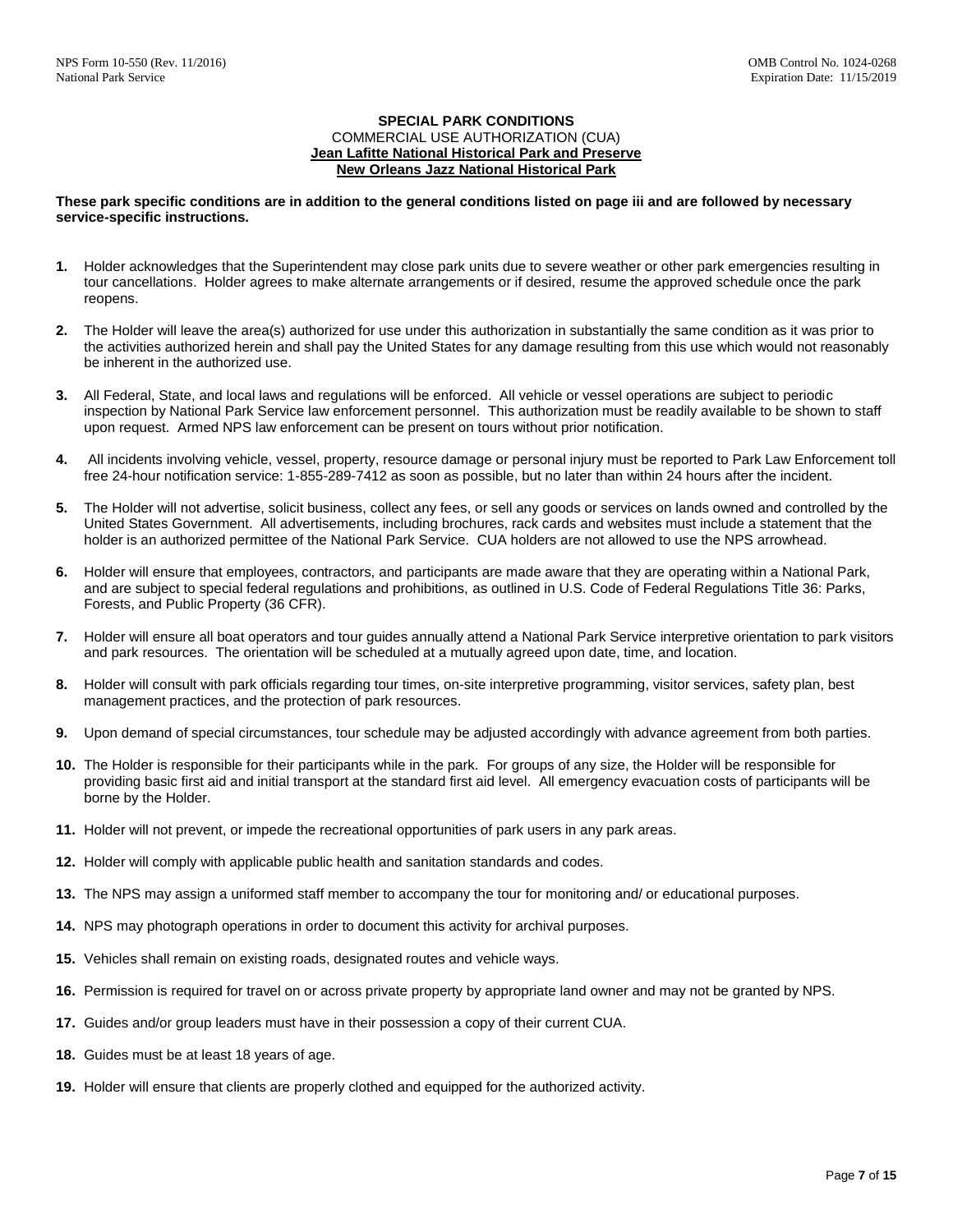**SPECIAL PARK CONDITIONS**
COMMERCIAL USE AUTHORIZATION (CUA)
**Jean Lafitte National Historical Park and Preserve**
**New Orleans Jazz National Historical Park**

**These park specific conditions are in addition to the general conditions listed on page iii and are followed by necessary service-specific instructions.**

1. Holder acknowledges that the Superintendent may close park units due to severe weather or other park emergencies resulting in tour cancellations. Holder agrees to make alternate arrangements or if desired, resume the approved schedule once the park reopens.
2. The Holder will leave the area(s) authorized for use under this authorization in substantially the same condition as it was prior to the activities authorized herein and shall pay the United States for any damage resulting from this use which would not reasonably be inherent in the authorized use.
3. All Federal, State, and local laws and regulations will be enforced. All vehicle or vessel operations are subject to periodic inspection by National Park Service law enforcement personnel. This authorization must be readily available to be shown to staff upon request. Armed NPS law enforcement can be present on tours without prior notification.
4. All incidents involving vehicle, vessel, property, resource damage or personal injury must be reported to Park Law Enforcement toll free 24-hour notification service: 1-855-289-7412 as soon as possible, but no later than within 24 hours after the incident.
5. The Holder will not advertise, solicit business, collect any fees, or sell any goods or services on lands owned and controlled by the United States Government. All advertisements, including brochures, rack cards and websites must include a statement that the holder is an authorized permittee of the National Park Service. CUA holders are not allowed to use the NPS arrowhead.
6. Holder will ensure that employees, contractors, and participants are made aware that they are operating within a National Park, and are subject to special federal regulations and prohibitions, as outlined in U.S. Code of Federal Regulations Title 36: Parks, Forests, and Public Property (36 CFR).
7. Holder will ensure all boat operators and tour guides annually attend a National Park Service interpretive orientation to park visitors and park resources. The orientation will be scheduled at a mutually agreed upon date, time, and location.
8. Holder will consult with park officials regarding tour times, on-site interpretive programming, visitor services, safety plan, best management practices, and the protection of park resources.
9. Upon demand of special circumstances, tour schedule may be adjusted accordingly with advance agreement from both parties.
10. The Holder is responsible for their participants while in the park. For groups of any size, the Holder will be responsible for providing basic first aid and initial transport at the standard first aid level. All emergency evacuation costs of participants will be borne by the Holder.
11. Holder will not prevent, or impede the recreational opportunities of park users in any park areas.
12. Holder will comply with applicable public health and sanitation standards and codes.
13. The NPS may assign a uniformed staff member to accompany the tour for monitoring and/ or educational purposes.
14. NPS may photograph operations in order to document this activity for archival purposes.
15. Vehicles shall remain on existing roads, designated routes and vehicle ways.
16. Permission is required for travel on or across private property by appropriate land owner and may not be granted by NPS.
17. Guides and/or group leaders must have in their possession a copy of their current CUA.
18. Guides must be at least 18 years of age.
19. Holder will ensure that clients are properly clothed and equipped for the authorized activity.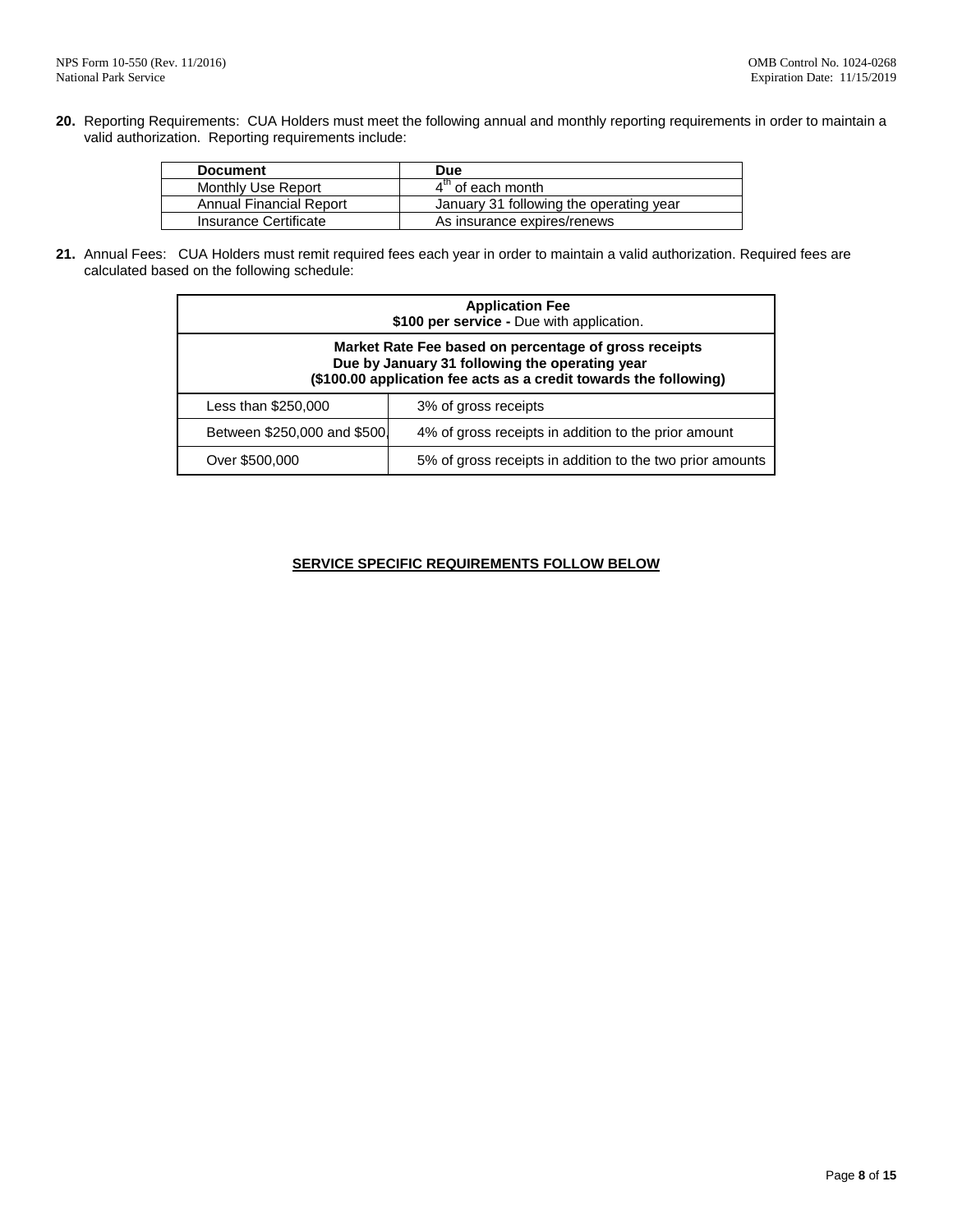**20.** Reporting Requirements: CUA Holders must meet the following annual and monthly reporting requirements in order to maintain a valid authorization. Reporting requirements include:

| Document | Due |
|---|---|
| Monthly Use Report | 4th of each month |
| Annual Financial Report | January 31 following the operating year |
| Insurance Certificate | As insurance expires/renews |

**21.** Annual Fees: CUA Holders must remit required fees each year in order to maintain a valid authorization. Required fees are calculated based on the following schedule:

| **Application Fee**<br>**\$100 per service -** Due with application. | |
|---|---|
| **Market Rate Fee based on percentage of gross receipts**<br>**Due by January 31 following the operating year**<br>**(\$100.00 application fee acts as a credit towards the following)** | |
| Less than \$250,000 | 3% of gross receipts |
| Between \$250,000 and \$500, | 4% of gross receipts in addition to the prior amount |
| Over \$500,000 | 5% of gross receipts in addition to the two prior amounts |

**SERVICE SPECIFIC REQUIREMENTS FOLLOW BELOW**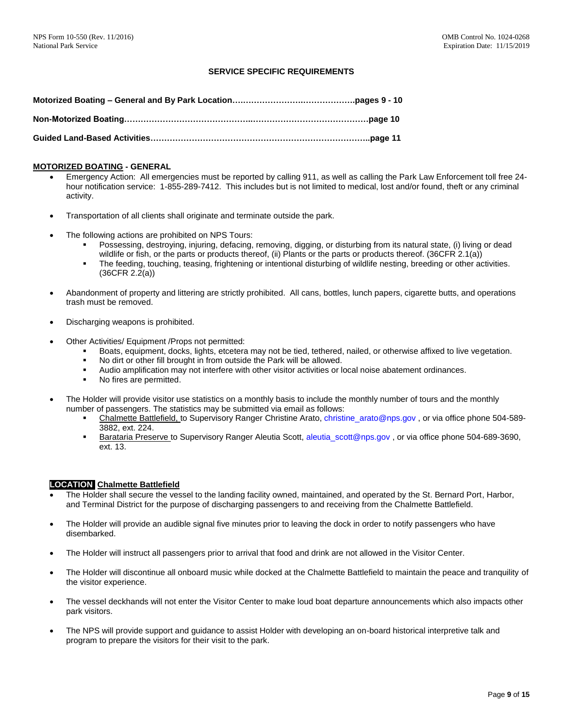## SERVICE SPECIFIC REQUIREMENTS

**Motorized Boating – General and By Park Location…………………….……………….pages 9 - 10**

**Non-Motorized Boating……………………………………..…………………………………page 10**

**Guided Land-Based Activities……………………………………………………………………..page 11**

### MOTORIZED BOATING - GENERAL

- Emergency Action: All emergencies must be reported by calling 911, as well as calling the Park Law Enforcement toll free 24-hour notification service: 1-855-289-7412. This includes but is not limited to medical, lost and/or found, theft or any criminal activity.
- Transportation of all clients shall originate and terminate outside the park.
- The following actions are prohibited on NPS Tours:
  - Possessing, destroying, injuring, defacing, removing, digging, or disturbing from its natural state, (i) living or dead wildlife or fish, or the parts or products thereof, (ii) Plants or the parts or products thereof. (36CFR 2.1(a))
  - The feeding, touching, teasing, frightening or intentional disturbing of wildlife nesting, breeding or other activities. (36CFR 2.2(a))
- Abandonment of property and littering are strictly prohibited. All cans, bottles, lunch papers, cigarette butts, and operations trash must be removed.
- Discharging weapons is prohibited.
- Other Activities/ Equipment /Props not permitted:
  - Boats, equipment, docks, lights, etcetera may not be tied, tethered, nailed, or otherwise affixed to live vegetation.
  - No dirt or other fill brought in from outside the Park will be allowed.
  - Audio amplification may not interfere with other visitor activities or local noise abatement ordinances.
  - No fires are permitted.
- The Holder will provide visitor use statistics on a monthly basis to include the monthly number of tours and the monthly number of passengers. The statistics may be submitted via email as follows:
  - Chalmette Battlefield, to Supervisory Ranger Christine Arato, christine_arato@nps.gov , or via office phone 504-589-3882, ext. 224.
  - Barataria Preserve to Supervisory Ranger Aleutia Scott, aleutia_scott@nps.gov , or via office phone 504-689-3690, ext. 13.

### LOCATION Chalmette Battlefield

- The Holder shall secure the vessel to the landing facility owned, maintained, and operated by the St. Bernard Port, Harbor, and Terminal District for the purpose of discharging passengers to and receiving from the Chalmette Battlefield.
- The Holder will provide an audible signal five minutes prior to leaving the dock in order to notify passengers who have disembarked.
- The Holder will instruct all passengers prior to arrival that food and drink are not allowed in the Visitor Center.
- The Holder will discontinue all onboard music while docked at the Chalmette Battlefield to maintain the peace and tranquility of the visitor experience.
- The vessel deckhands will not enter the Visitor Center to make loud boat departure announcements which also impacts other park visitors.
- The NPS will provide support and guidance to assist Holder with developing an on-board historical interpretive talk and program to prepare the visitors for their visit to the park.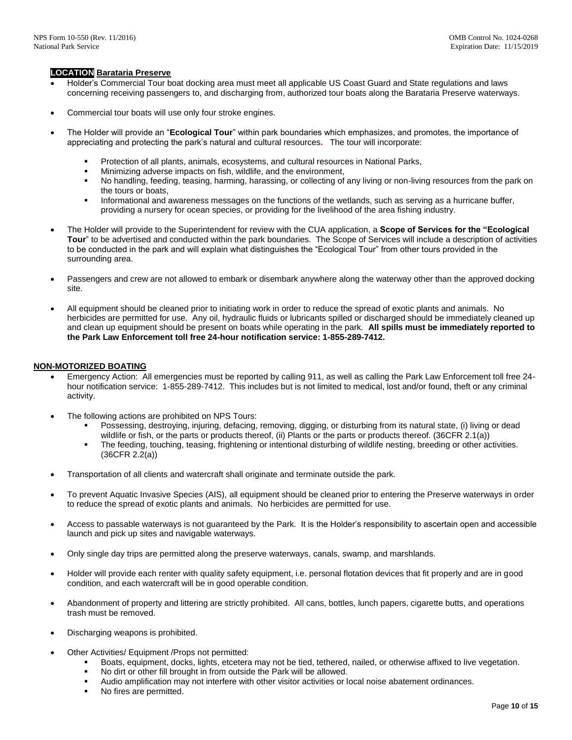**LOCATION Barataria Preserve**

- Holder's Commercial Tour boat docking area must meet all applicable US Coast Guard and State regulations and laws concerning receiving passengers to, and discharging from, authorized tour boats along the Barataria Preserve waterways.
- Commercial tour boats will use only four stroke engines.
- The Holder will provide an "**Ecological Tour**" within park boundaries which emphasizes, and promotes, the importance of appreciating and protecting the park's natural and cultural resources. The tour will incorporate:
  - Protection of all plants, animals, ecosystems, and cultural resources in National Parks,
  - Minimizing adverse impacts on fish, wildlife, and the environment,
  - No handling, feeding, teasing, harming, harassing, or collecting of any living or non-living resources from the park on the tours or boats,
  - Informational and awareness messages on the functions of the wetlands, such as serving as a hurricane buffer, providing a nursery for ocean species, or providing for the livelihood of the area fishing industry.
- The Holder will provide to the Superintendent for review with the CUA application, a **Scope of Services for the "Ecological Tour**" to be advertised and conducted within the park boundaries. The Scope of Services will include a description of activities to be conducted in the park and will explain what distinguishes the "Ecological Tour" from other tours provided in the surrounding area.
- Passengers and crew are not allowed to embark or disembark anywhere along the waterway other than the approved docking site.
- All equipment should be cleaned prior to initiating work in order to reduce the spread of exotic plants and animals. No herbicides are permitted for use. Any oil, hydraulic fluids or lubricants spilled or discharged should be immediately cleaned up and clean up equipment should be present on boats while operating in the park. **All spills must be immediately reported to the Park Law Enforcement toll free 24-hour notification service: 1-855-289-7412.**

**NON-MOTORIZED BOATING**

- Emergency Action: All emergencies must be reported by calling 911, as well as calling the Park Law Enforcement toll free 24-hour notification service: 1-855-289-7412. This includes but is not limited to medical, lost and/or found, theft or any criminal activity.
- The following actions are prohibited on NPS Tours:
  - Possessing, destroying, injuring, defacing, removing, digging, or disturbing from its natural state, (i) living or dead wildlife or fish, or the parts or products thereof, (ii) Plants or the parts or products thereof. (36CFR 2.1(a))
  - The feeding, touching, teasing, frightening or intentional disturbing of wildlife nesting, breeding or other activities. (36CFR 2.2(a))
- Transportation of all clients and watercraft shall originate and terminate outside the park.
- To prevent Aquatic Invasive Species (AIS), all equipment should be cleaned prior to entering the Preserve waterways in order to reduce the spread of exotic plants and animals. No herbicides are permitted for use.
- Access to passable waterways is not guaranteed by the Park. It is the Holder's responsibility to ascertain open and accessible launch and pick up sites and navigable waterways.
- Only single day trips are permitted along the preserve waterways, canals, swamp, and marshlands.
- Holder will provide each renter with quality safety equipment, i.e. personal flotation devices that fit properly and are in good condition, and each watercraft will be in good operable condition.
- Abandonment of property and littering are strictly prohibited. All cans, bottles, lunch papers, cigarette butts, and operations trash must be removed.
- Discharging weapons is prohibited.
- Other Activities/ Equipment /Props not permitted:
  - Boats, equipment, docks, lights, etcetera may not be tied, tethered, nailed, or otherwise affixed to live vegetation.
  - No dirt or other fill brought in from outside the Park will be allowed.
  - Audio amplification may not interfere with other visitor activities or local noise abatement ordinances.
  - No fires are permitted.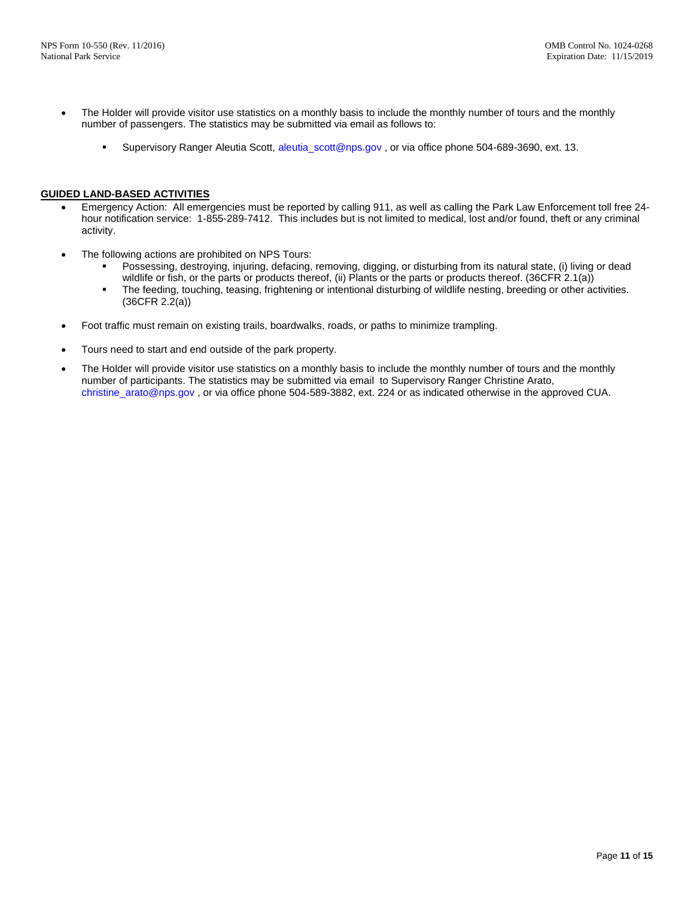- The Holder will provide visitor use statistics on a monthly basis to include the monthly number of tours and the monthly number of passengers. The statistics may be submitted via email as follows to:

    - Supervisory Ranger Aleutia Scott, aleutia_scott@nps.gov , or via office phone 504-689-3690, ext. 13.

**GUIDED LAND-BASED ACTIVITIES**

- Emergency Action: All emergencies must be reported by calling 911, as well as calling the Park Law Enforcement toll free 24-hour notification service: 1-855-289-7412. This includes but is not limited to medical, lost and/or found, theft or any criminal activity.

- The following actions are prohibited on NPS Tours:
    - Possessing, destroying, injuring, defacing, removing, digging, or disturbing from its natural state, (i) living or dead wildlife or fish, or the parts or products thereof, (ii) Plants or the parts or products thereof. (36CFR 2.1(a))
    - The feeding, touching, teasing, frightening or intentional disturbing of wildlife nesting, breeding or other activities. (36CFR 2.2(a))

- Foot traffic must remain on existing trails, boardwalks, roads, or paths to minimize trampling.

- Tours need to start and end outside of the park property.

- The Holder will provide visitor use statistics on a monthly basis to include the monthly number of tours and the monthly number of participants. The statistics may be submitted via email to Supervisory Ranger Christine Arato, christine_arato@nps.gov , or via office phone 504-589-3882, ext. 224 or as indicated otherwise in the approved CUA.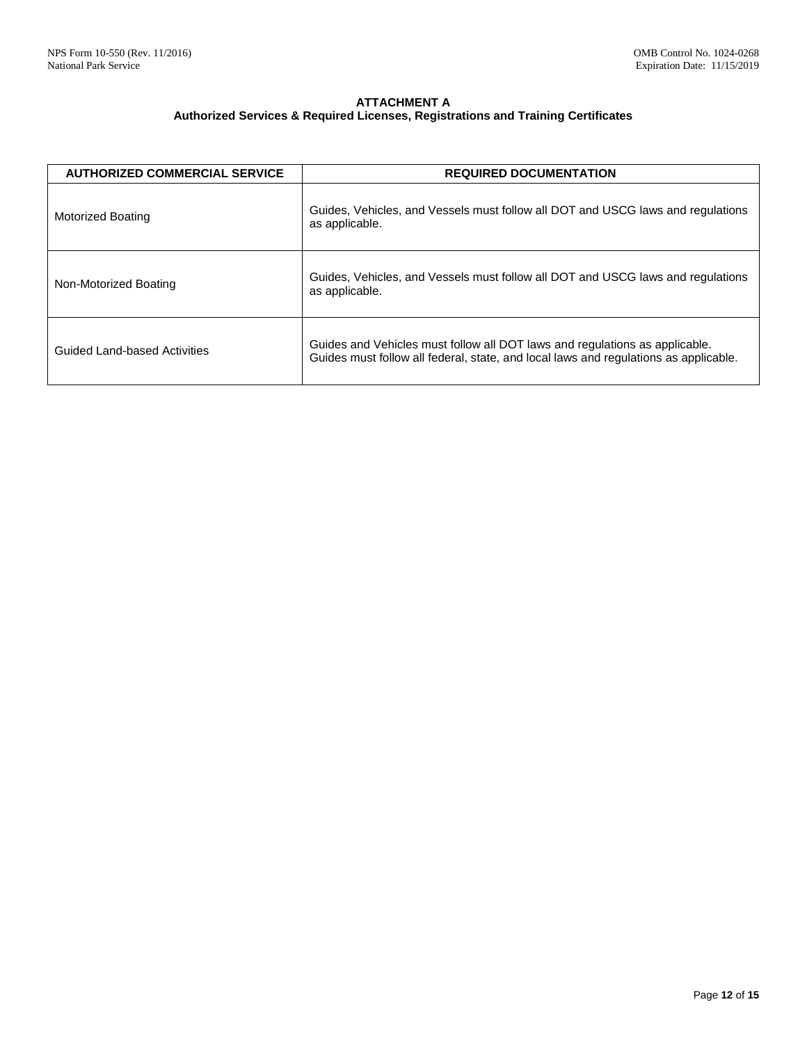**ATTACHMENT A**
**Authorized Services & Required Licenses, Registrations and Training Certificates**

| AUTHORIZED COMMERCIAL SERVICE | REQUIRED DOCUMENTATION |
|---|---|
| Motorized Boating | Guides, Vehicles, and Vessels must follow all DOT and USCG laws and regulations as applicable. |
| Non-Motorized Boating | Guides, Vehicles, and Vessels must follow all DOT and USCG laws and regulations as applicable. |
| Guided Land-based Activities | Guides and Vehicles must follow all DOT laws and regulations as applicable. Guides must follow all federal, state, and local laws and regulations as applicable. |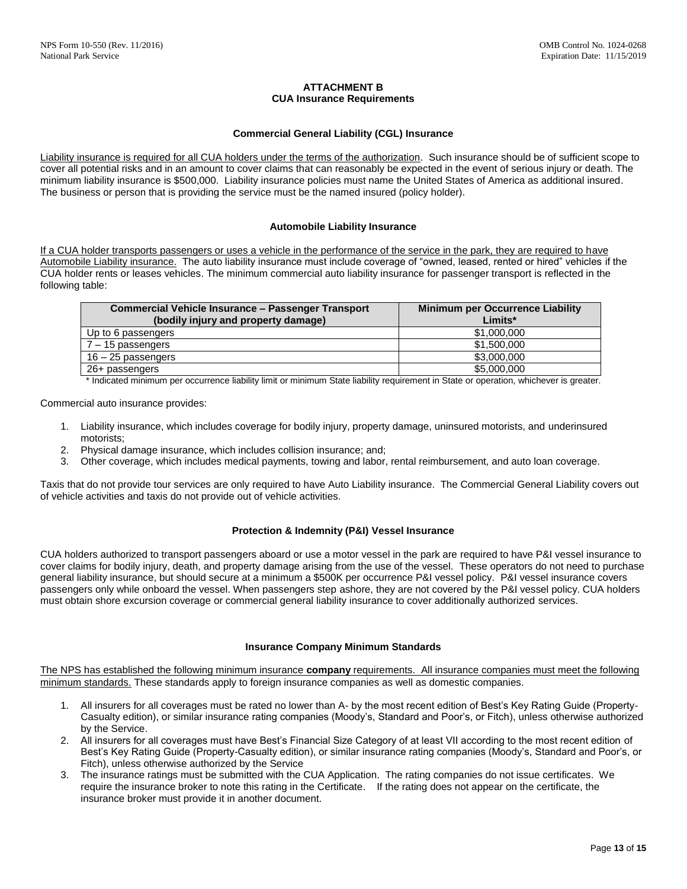## ATTACHMENT B
## CUA Insurance Requirements

### Commercial General Liability (CGL) Insurance

Liability insurance is required for all CUA holders under the terms of the authorization. Such insurance should be of sufficient scope to cover all potential risks and in an amount to cover claims that can reasonably be expected in the event of serious injury or death. The minimum liability insurance is $500,000. Liability insurance policies must name the United States of America as additional insured. The business or person that is providing the service must be the named insured (policy holder).

### Automobile Liability Insurance

If a CUA holder transports passengers or uses a vehicle in the performance of the service in the park, they are required to have Automobile Liability insurance. The auto liability insurance must include coverage of "owned, leased, rented or hired" vehicles if the CUA holder rents or leases vehicles. The minimum commercial auto liability insurance for passenger transport is reflected in the following table:

| Commercial Vehicle Insurance – Passenger Transport (bodily injury and property damage) | Minimum per Occurrence Liability Limits* |
|---|---|
| Up to 6 passengers | $1,000,000 |
| 7 – 15 passengers | $1,500,000 |
| 16 – 25 passengers | $3,000,000 |
| 26+ passengers | $5,000,000 |

\* Indicated minimum per occurrence liability limit or minimum State liability requirement in State or operation, whichever is greater.

Commercial auto insurance provides:

1. Liability insurance, which includes coverage for bodily injury, property damage, uninsured motorists, and underinsured motorists;
2. Physical damage insurance, which includes collision insurance; and;
3. Other coverage, which includes medical payments, towing and labor, rental reimbursement, and auto loan coverage.

Taxis that do not provide tour services are only required to have Auto Liability insurance. The Commercial General Liability covers out of vehicle activities and taxis do not provide out of vehicle activities.

### Protection & Indemnity (P&I) Vessel Insurance

CUA holders authorized to transport passengers aboard or use a motor vessel in the park are required to have P&I vessel insurance to cover claims for bodily injury, death, and property damage arising from the use of the vessel. These operators do not need to purchase general liability insurance, but should secure at a minimum a $500K per occurrence P&I vessel policy. P&I vessel insurance covers passengers only while onboard the vessel. When passengers step ashore, they are not covered by the P&I vessel policy. CUA holders must obtain shore excursion coverage or commercial general liability insurance to cover additionally authorized services.

### Insurance Company Minimum Standards

The NPS has established the following minimum insurance **company** requirements. All insurance companies must meet the following minimum standards. These standards apply to foreign insurance companies as well as domestic companies.

1. All insurers for all coverages must be rated no lower than A- by the most recent edition of Best's Key Rating Guide (Property-Casualty edition), or similar insurance rating companies (Moody's, Standard and Poor's, or Fitch), unless otherwise authorized by the Service.
2. All insurers for all coverages must have Best's Financial Size Category of at least VII according to the most recent edition of Best's Key Rating Guide (Property-Casualty edition), or similar insurance rating companies (Moody's, Standard and Poor's, or Fitch), unless otherwise authorized by the Service
3. The insurance ratings must be submitted with the CUA Application. The rating companies do not issue certificates. We require the insurance broker to note this rating in the Certificate. If the rating does not appear on the certificate, the insurance broker must provide it in another document.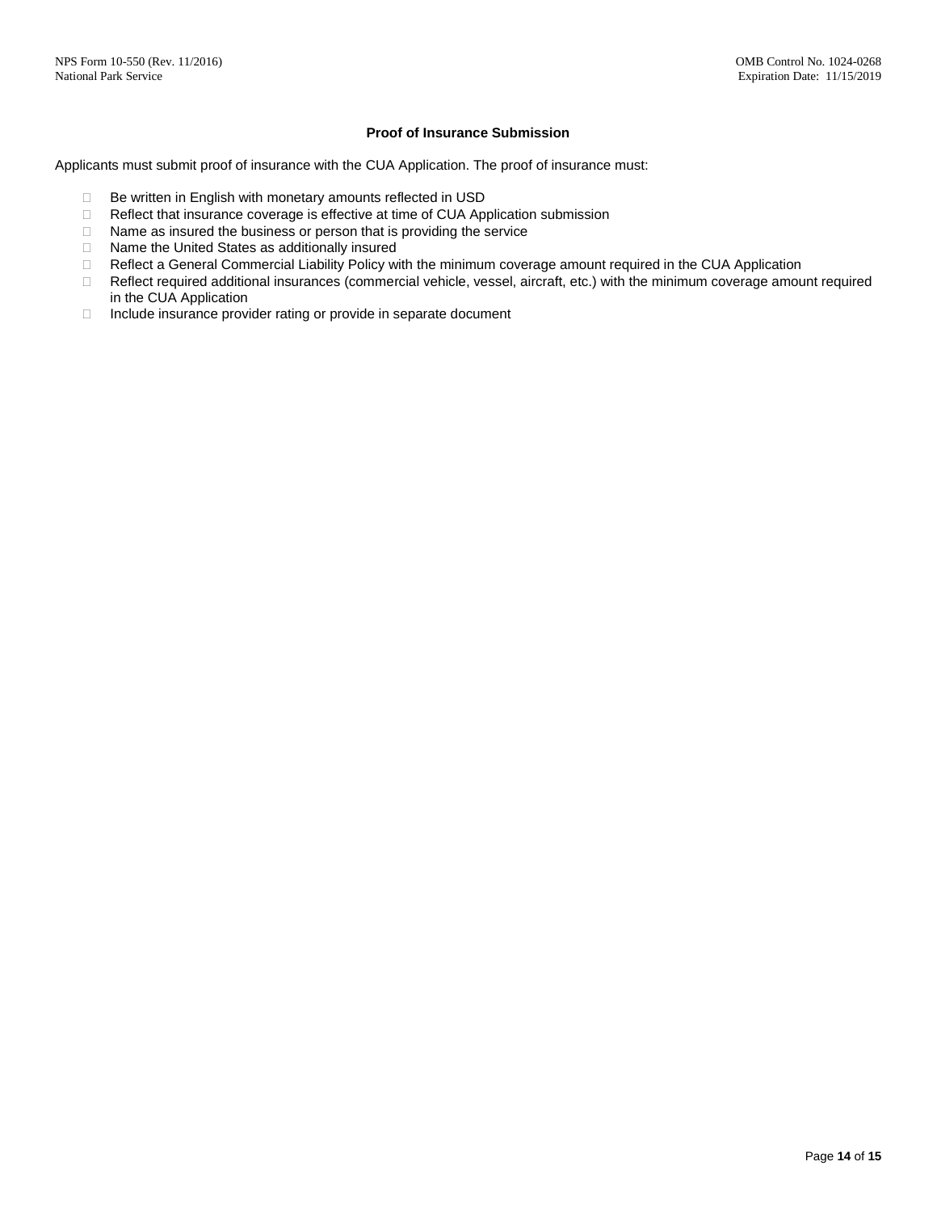### Proof of Insurance Submission

Applicants must submit proof of insurance with the CUA Application. The proof of insurance must:

- Be written in English with monetary amounts reflected in USD
- Reflect that insurance coverage is effective at time of CUA Application submission
- Name as insured the business or person that is providing the service
- Name the United States as additionally insured
- Reflect a General Commercial Liability Policy with the minimum coverage amount required in the CUA Application
- Reflect required additional insurances (commercial vehicle, vessel, aircraft, etc.) with the minimum coverage amount required in the CUA Application
- Include insurance provider rating or provide in separate document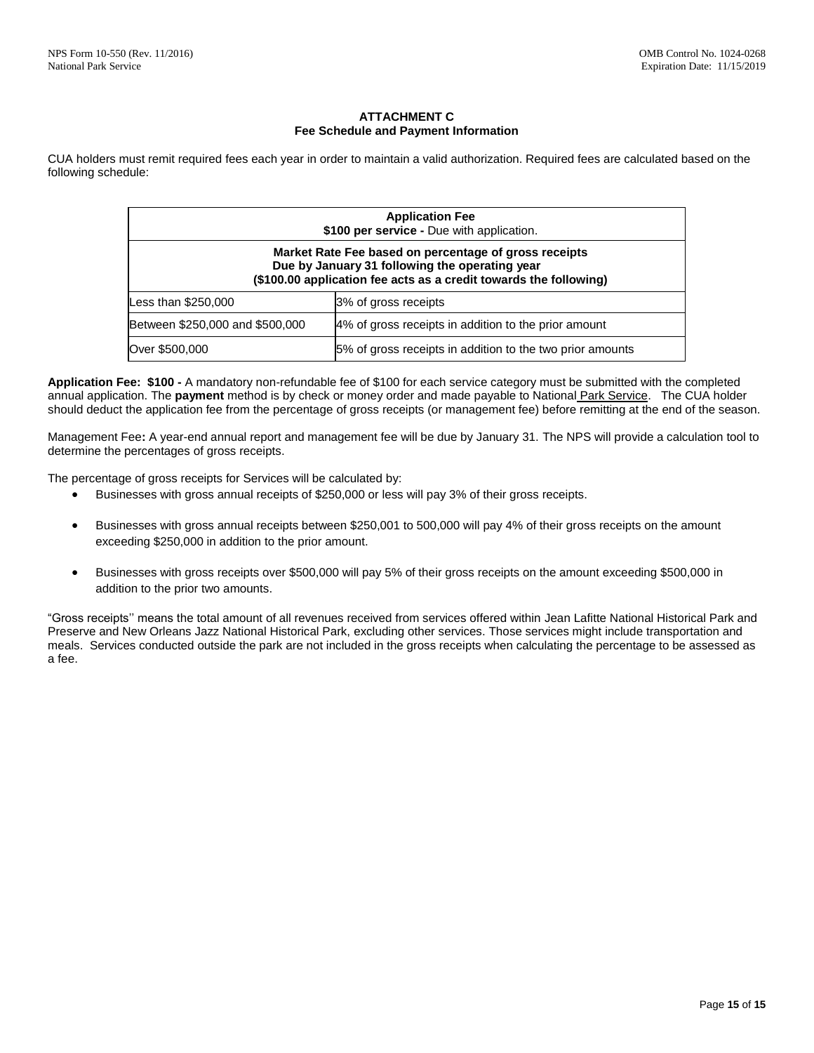## ATTACHMENT C
## Fee Schedule and Payment Information

CUA holders must remit required fees each year in order to maintain a valid authorization. Required fees are calculated based on the following schedule:

| **Application Fee** **$100 per service -** Due with application. | |
|---|---|
| **Market Rate Fee based on percentage of gross receipts** **Due by January 31 following the operating year** **($100.00 application fee acts as a credit towards the following)** | |
| Less than $250,000 | 3% of gross receipts |
| Between $250,000 and $500,000 | 4% of gross receipts in addition to the prior amount |
| Over $500,000 | 5% of gross receipts in addition to the two prior amounts |

**Application Fee: $100 -** A mandatory non-refundable fee of $100 for each service category must be submitted with the completed annual application. The **payment** method is by check or money order and made payable to National Park Service. The CUA holder should deduct the application fee from the percentage of gross receipts (or management fee) before remitting at the end of the season.

Management Fee**:** A year-end annual report and management fee will be due by January 31. The NPS will provide a calculation tool to determine the percentages of gross receipts.

The percentage of gross receipts for Services will be calculated by:

- Businesses with gross annual receipts of $250,000 or less will pay 3% of their gross receipts.
- Businesses with gross annual receipts between $250,001 to 500,000 will pay 4% of their gross receipts on the amount exceeding $250,000 in addition to the prior amount.
- Businesses with gross receipts over $500,000 will pay 5% of their gross receipts on the amount exceeding $500,000 in addition to the prior two amounts.

"Gross receipts'' means the total amount of all revenues received from services offered within Jean Lafitte National Historical Park and Preserve and New Orleans Jazz National Historical Park, excluding other services. Those services might include transportation and meals. Services conducted outside the park are not included in the gross receipts when calculating the percentage to be assessed as a fee.